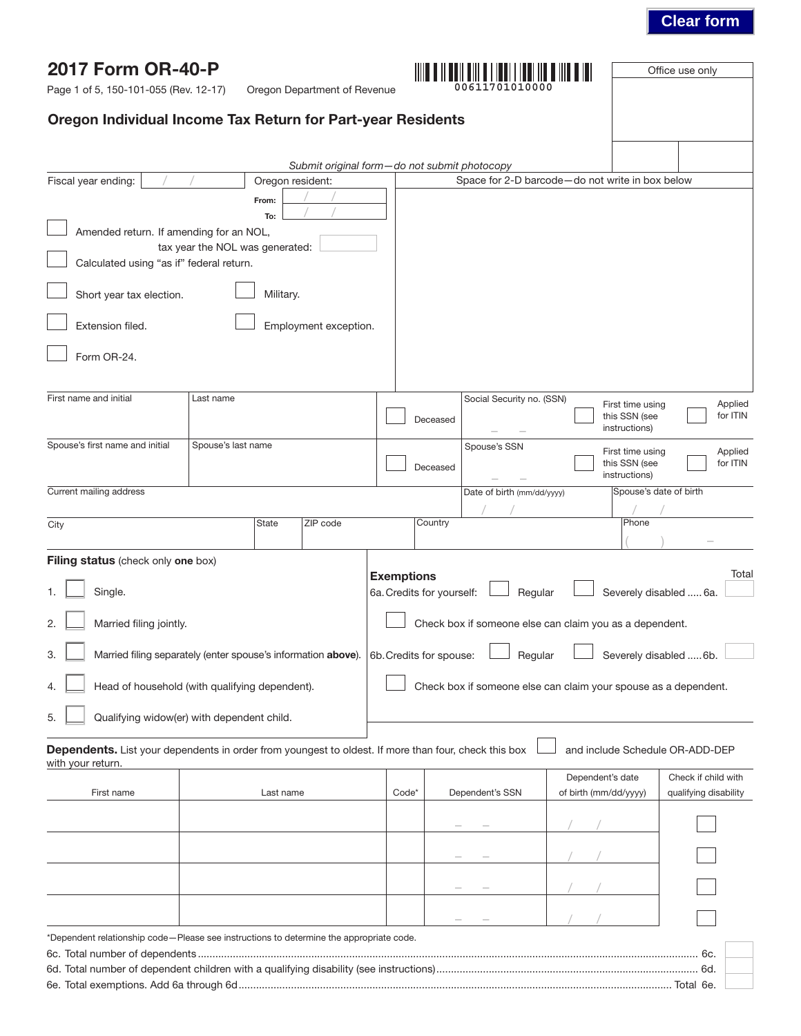Clear form

# 2017 Form OR-40-P

Page 1 of 5, 150-101-055 (Rev. 12-17) Oregon Department of Revenue

00611701010000

Office use only

## Oregon Individual Income Tax Return for Part-year Residents

*Submit original form—do not submit photocopy*

Fiscal year ending: / /

Oregon resident: From: / / To: / /

Space for 2-D barcode—do not write in box below

☐ Amended return. If amending for an NOL, tax year the NOL was generated:

☐ Calculated using "as if" federal return.

☐ Short year tax election.

☐ Military.

☐ Extension filed.

☐ Employment exception.

☐ Form OR-24.

| First name and initial | Last name | ☐ Deceased | Social Security no. (SSN) | ☐ First time using this SSN (see instructions) | ☐ Applied for ITIN |
|---|---|---|---|---|---|
| Spouse's first name and initial | Spouse's last name | ☐ Deceased | Spouse's SSN | ☐ First time using this SSN (see instructions) | ☐ Applied for ITIN |
| Current mailing address | | | Date of birth (mm/dd/yyyy) | Spouse's date of birth | |
| City | State | ZIP code | Country | Phone | |

**Filing status** (check only **one** box)

1. ☐ Single.
2. ☐ Married filing jointly.
3. ☐ Married filing separately (enter spouse's information **above**).
4. ☐ Head of household (with qualifying dependent).
5. ☐ Qualifying widow(er) with dependent child.

**Exemptions** Total

6a. Credits for yourself: ☐ Regular ☐ Severely disabled ..... 6a.

☐ Check box if someone else can claim you as a dependent.

6b. Credits for spouse: ☐ Regular ☐ Severely disabled ..... 6b.

☐ Check box if someone else can claim your spouse as a dependent.

**Dependents.** List your dependents in order from youngest to oldest. If more than four, check this box ☐ and include Schedule OR-ADD-DEP with your return.

| First name | Last name | Code* | Dependent's SSN | Dependent's date of birth (mm/dd/yyyy) | Check if child with qualifying disability |
|---|---|---|---|---|---|
| | | | – – | / / | ☐ |
| | | | – – | / / | ☐ |
| | | | – – | / / | ☐ |
| | | | – – | / / | ☐ |

*Dependent relationship code—Please see instructions to determine the appropriate code.

6c. Total number of dependents ........................................................................ 6c.

6d. Total number of dependent children with a qualifying disability (see instructions)........................................ 6d.

6e. Total exemptions. Add 6a through 6d ........................................................................ Total 6e.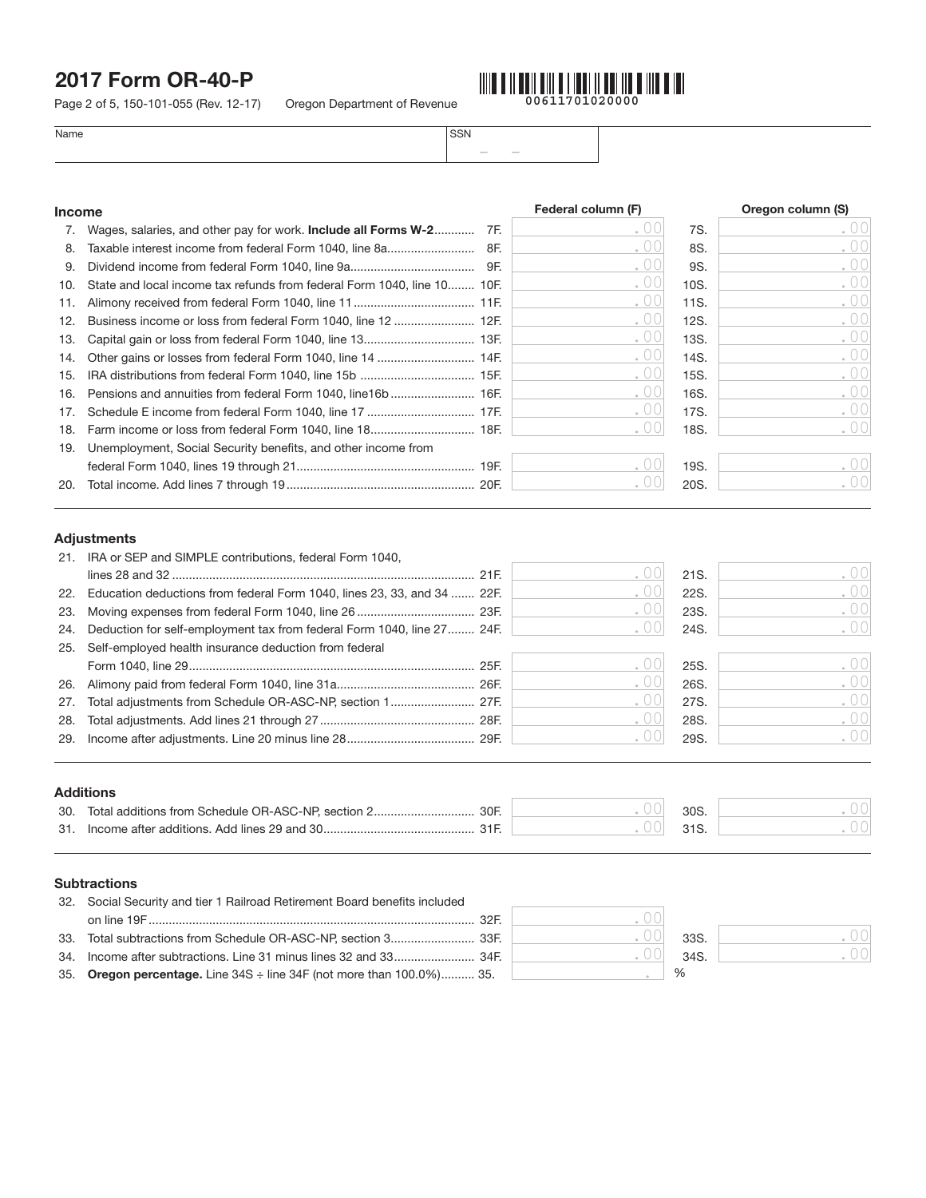# 2017 Form OR-40-P

Page 2 of 5, 150-101-055 (Rev. 12-17) Oregon Department of Revenue

00611701020000

| Name | SSN |
|---|---|
| | – – |

## Income

| | | | Federal column (F) | | Oregon column (S) |
|---|---|---|---|---|---|
| 7. | Wages, salaries, and other pay for work. **Include all Forms W-2** | 7F. | .00 | 7S. | .00 |
| 8. | Taxable interest income from federal Form 1040, line 8a | 8F. | .00 | 8S. | .00 |
| 9. | Dividend income from federal Form 1040, line 9a | 9F. | .00 | 9S. | .00 |
| 10. | State and local income tax refunds from federal Form 1040, line 10 | 10F. | .00 | 10S. | .00 |
| 11. | Alimony received from federal Form 1040, line 11 | 11F. | .00 | 11S. | .00 |
| 12. | Business income or loss from federal Form 1040, line 12 | 12F. | .00 | 12S. | .00 |
| 13. | Capital gain or loss from federal Form 1040, line 13 | 13F. | .00 | 13S. | .00 |
| 14. | Other gains or losses from federal Form 1040, line 14 | 14F. | .00 | 14S. | .00 |
| 15. | IRA distributions from federal Form 1040, line 15b | 15F. | .00 | 15S. | .00 |
| 16. | Pensions and annuities from federal Form 1040, line16b | 16F. | .00 | 16S. | .00 |
| 17. | Schedule E income from federal Form 1040, line 17 | 17F. | .00 | 17S. | .00 |
| 18. | Farm income or loss from federal Form 1040, line 18 | 18F. | .00 | 18S. | .00 |
| 19. | Unemployment, Social Security benefits, and other income from federal Form 1040, lines 19 through 21 | 19F. | .00 | 19S. | .00 |
| 20. | Total income. Add lines 7 through 19 | 20F. | .00 | 20S. | .00 |

## Adjustments

| | | | | | |
|---|---|---|---|---|---|
| 21. | IRA or SEP and SIMPLE contributions, federal Form 1040, lines 28 and 32 | 21F. | .00 | 21S. | .00 |
| 22. | Education deductions from federal Form 1040, lines 23, 33, and 34 | 22F. | .00 | 22S. | .00 |
| 23. | Moving expenses from federal Form 1040, line 26 | 23F. | .00 | 23S. | .00 |
| 24. | Deduction for self-employment tax from federal Form 1040, line 27 | 24F. | .00 | 24S. | .00 |
| 25. | Self-employed health insurance deduction from federal Form 1040, line 29 | 25F. | .00 | 25S. | .00 |
| 26. | Alimony paid from federal Form 1040, line 31a | 26F. | .00 | 26S. | .00 |
| 27. | Total adjustments from Schedule OR-ASC-NP, section 1 | 27F. | .00 | 27S. | .00 |
| 28. | Total adjustments. Add lines 21 through 27 | 28F. | .00 | 28S. | .00 |
| 29. | Income after adjustments. Line 20 minus line 28 | 29F. | .00 | 29S. | .00 |

## Additions

| | | | | | |
|---|---|---|---|---|---|
| 30. | Total additions from Schedule OR-ASC-NP, section 2 | 30F. | .00 | 30S. | .00 |
| 31. | Income after additions. Add lines 29 and 30 | 31F. | .00 | 31S. | .00 |

## Subtractions

| | | | | | |
|---|---|---|---|---|---|
| 32. | Social Security and tier 1 Railroad Retirement Board benefits included on line 19F | 32F. | .00 | | |
| 33. | Total subtractions from Schedule OR-ASC-NP, section 3 | 33F. | .00 | 33S. | .00 |
| 34. | Income after subtractions. Line 31 minus lines 32 and 33 | 34F. | .00 | 34S. | .00 |
| 35. | **Oregon percentage.** Line 34S ÷ line 34F (not more than 100.0%) | 35. | . % | | |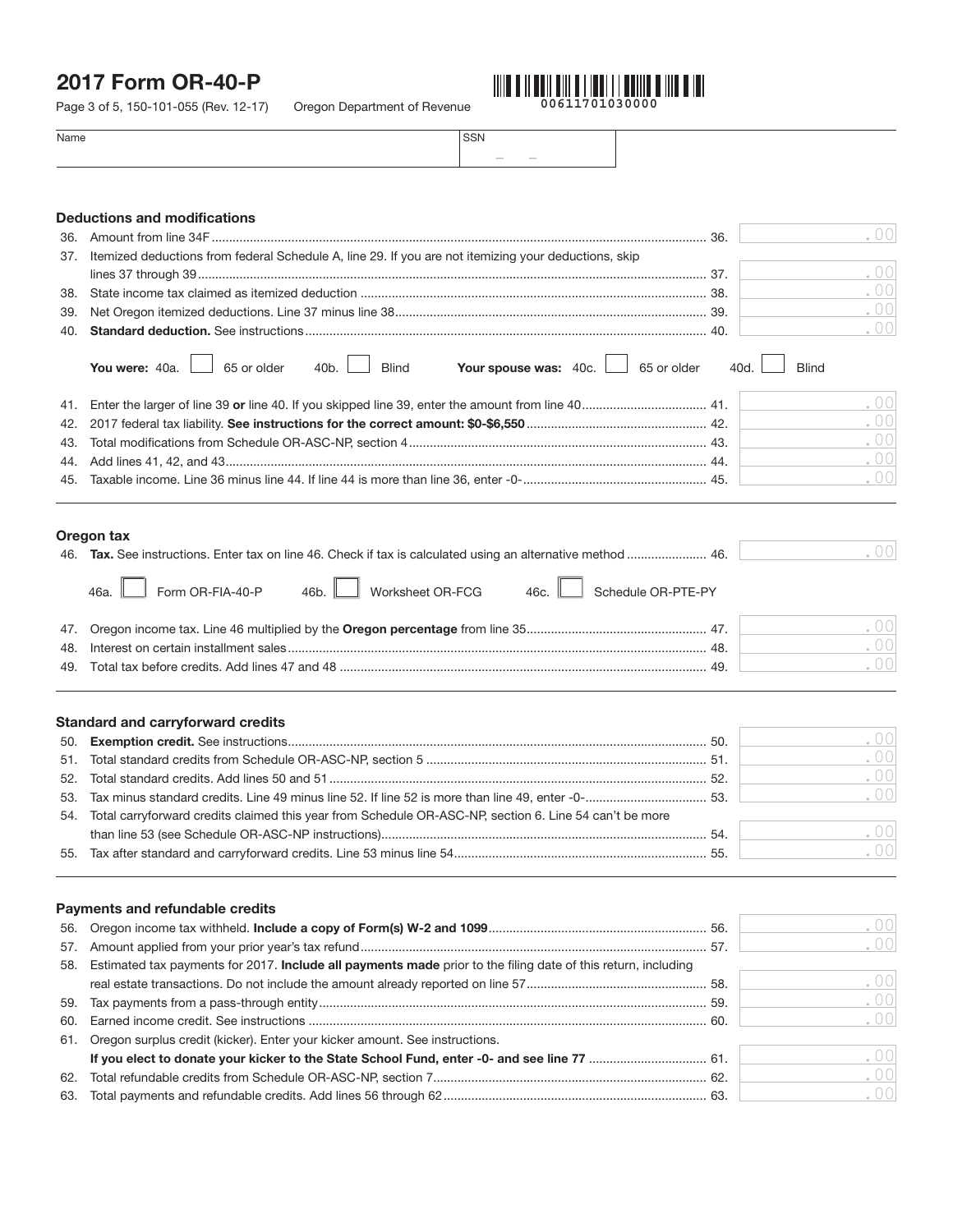# 2017 Form OR-40-P

150-101-055 (Rev. 12-17) Oregon Department of Revenue

00611701030000

| Name | SSN |
|---|---|
| | – – |

## Deductions and modifications

| Line | Description | Amount |
|---|---|---|
| 36. | Amount from line 34F | .00 |
| 37. | Itemized deductions from federal Schedule A, line 29. If you are not itemizing your deductions, skip lines 37 through 39 | .00 |
| 38. | State income tax claimed as itemized deduction | .00 |
| 39. | Net Oregon itemized deductions. Line 37 minus line 38 | .00 |
| 40. | **Standard deduction.** See instructions | .00 |

**You were:** 40a. ☐ 65 or older 40b. ☐ Blind **Your spouse was:** 40c. ☐ 65 or older 40d. ☐ Blind

| Line | Description | Amount |
|---|---|---|
| 41. | Enter the larger of line 39 **or** line 40. If you skipped line 39, enter the amount from line 40 | .00 |
| 42. | 2017 federal tax liability. **See instructions for the correct amount: $0-$6,550** | .00 |
| 43. | Total modifications from Schedule OR-ASC-NP, section 4 | .00 |
| 44. | Add lines 41, 42, and 43 | .00 |
| 45. | Taxable income. Line 36 minus line 44. If line 44 is more than line 36, enter -0- | .00 |

## Oregon tax

| Line | Description | Amount |
|---|---|---|
| 46. | **Tax.** See instructions. Enter tax on line 46. Check if tax is calculated using an alternative method | .00 |

46a. ☐ Form OR-FIA-40-P 46b. ☐ Worksheet OR-FCG 46c. ☐ Schedule OR-PTE-PY

| Line | Description | Amount |
|---|---|---|
| 47. | Oregon income tax. Line 46 multiplied by the **Oregon percentage** from line 35 | .00 |
| 48. | Interest on certain installment sales | .00 |
| 49. | Total tax before credits. Add lines 47 and 48 | .00 |

## Standard and carryforward credits

| Line | Description | Amount |
|---|---|---|
| 50. | **Exemption credit.** See instructions | .00 |
| 51. | Total standard credits from Schedule OR-ASC-NP, section 5 | .00 |
| 52. | Total standard credits. Add lines 50 and 51 | .00 |
| 53. | Tax minus standard credits. Line 49 minus line 52. If line 52 is more than line 49, enter -0- | .00 |
| 54. | Total carryforward credits claimed this year from Schedule OR-ASC-NP, section 6. Line 54 can't be more than line 53 (see Schedule OR-ASC-NP instructions) | .00 |
| 55. | Tax after standard and carryforward credits. Line 53 minus line 54 | .00 |

## Payments and refundable credits

| Line | Description | Amount |
|---|---|---|
| 56. | Oregon income tax withheld. **Include a copy of Form(s) W-2 and 1099** | .00 |
| 57. | Amount applied from your prior year's tax refund | .00 |
| 58. | Estimated tax payments for 2017. **Include all payments made** prior to the filing date of this return, including real estate transactions. Do not include the amount already reported on line 57 | .00 |
| 59. | Tax payments from a pass-through entity | .00 |
| 60. | Earned income credit. See instructions | .00 |
| 61. | Oregon surplus credit (kicker). Enter your kicker amount. See instructions. **If you elect to donate your kicker to the State School Fund, enter -0- and see line 77** | .00 |
| 62. | Total refundable credits from Schedule OR-ASC-NP, section 7 | .00 |
| 63. | Total payments and refundable credits. Add lines 56 through 62 | .00 |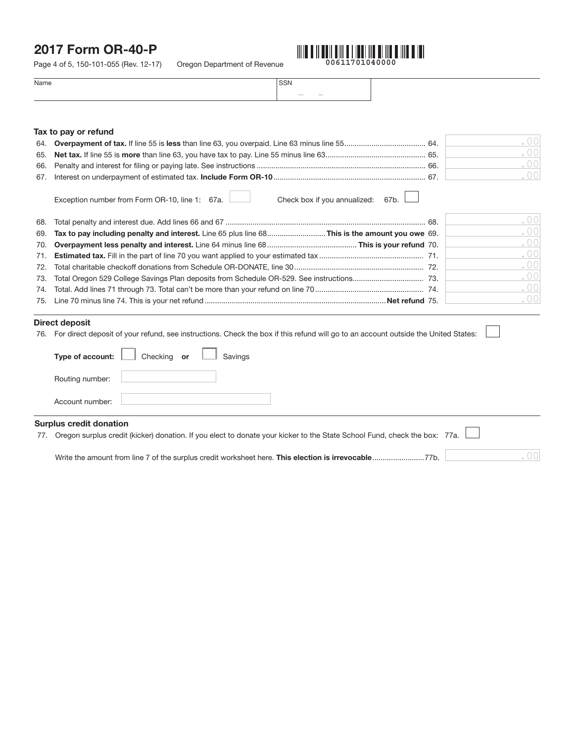# 2017 Form OR-40-P

Page 4 of 5, 150-101-055 (Rev. 12-17) Oregon Department of Revenue

00611701040000

Name | SSN

## Tax to pay or refund

64. **Overpayment of tax.** If line 55 is **less** than line 63, you overpaid. Line 63 minus line 55 .......... 64. .00
65. **Net tax.** If line 55 is **more** than line 63, you have tax to pay. Line 55 minus line 63 .......... 65. .00
66. Penalty and interest for filing or paying late. See instructions .......... 66. .00
67. Interest on underpayment of estimated tax. **Include Form OR-10** .......... 67. .00

Exception number from Form OR-10, line 1: 67a. ☐ Check box if you annualized: 67b. ☐

68. Total penalty and interest due. Add lines 66 and 67 .......... 68. .00
69. **Tax to pay including penalty and interest.** Line 65 plus line 68 .......... **This is the amount you owe** 69. .00
70. **Overpayment less penalty and interest.** Line 64 minus line 68 .......... **This is your refund** 70. .00
71. **Estimated tax.** Fill in the part of line 70 you want applied to your estimated tax .......... 71. .00
72. Total charitable checkoff donations from Schedule OR-DONATE, line 30 .......... 72. .00
73. Total Oregon 529 College Savings Plan deposits from Schedule OR-529. See instructions .......... 73. .00
74. Total. Add lines 71 through 73. Total can't be more than your refund on line 70 .......... 74. .00
75. Line 70 minus line 74. This is your net refund .......... **Net refund** 75. .00

## Direct deposit

76. For direct deposit of your refund, see instructions. Check the box if this refund will go to an account outside the United States: ☐

**Type of account:** ☐ Checking **or** ☐ Savings

Routing number:

Account number:

## Surplus credit donation

77. Oregon surplus credit (kicker) donation. If you elect to donate your kicker to the State School Fund, check the box: 77a. ☐

Write the amount from line 7 of the surplus credit worksheet here. **This election is irrevocable** .......... 77b. .00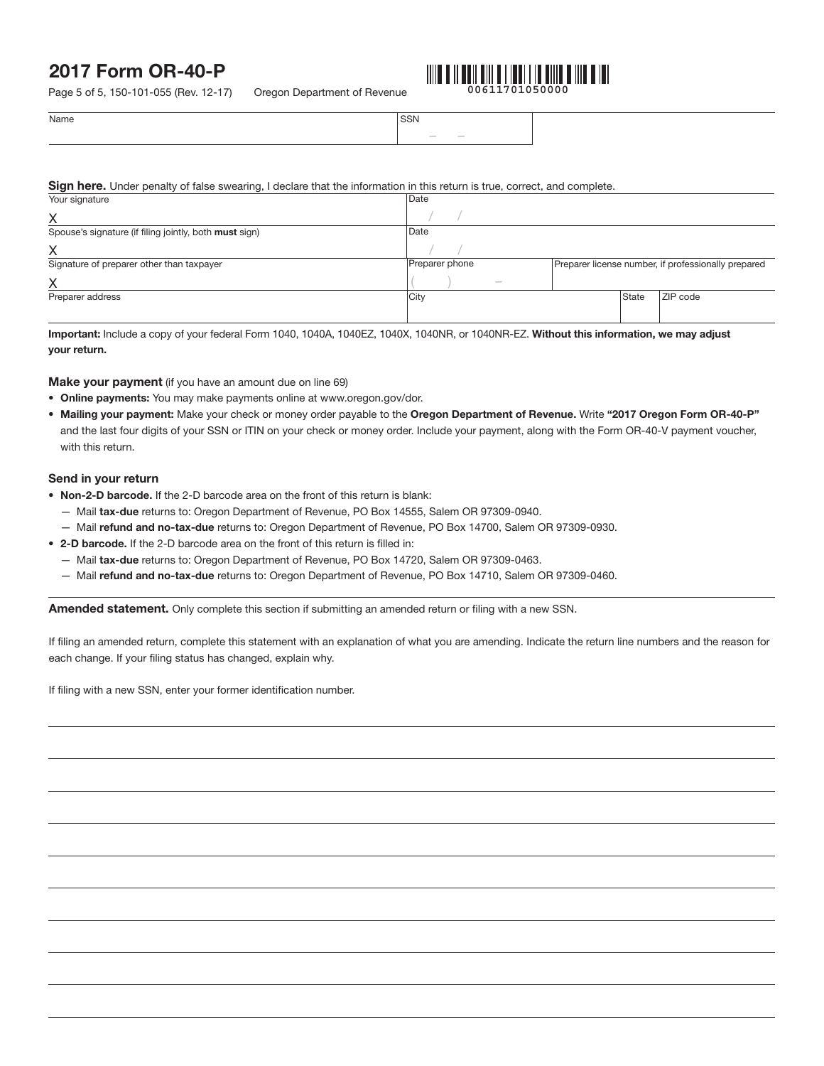# 2017 Form OR-40-P

150-101-055 (Rev. 12-17) Oregon Department of Revenue

00611701050000

| Name | SSN |
| --- | --- |
| | – – |

**Sign here.** Under penalty of false swearing, I declare that the information in this return is true, correct, and complete.

| | | | |
| --- | --- | --- | --- |
| Your signature<br>X | Date<br>/ / | | |
| Spouse's signature (if filing jointly, both **must** sign)<br>X | Date<br>/ / | | |
| Signature of preparer other than taxpayer<br>X | Preparer phone<br>( ) – | Preparer license number, if professionally prepared | |
| Preparer address | City | State | ZIP code |

**Important:** Include a copy of your federal Form 1040, 1040A, 1040EZ, 1040X, 1040NR, or 1040NR-EZ. **Without this information, we may adjust your return.**

### Make your payment (if you have an amount due on line 69)

- **Online payments:** You may make payments online at www.oregon.gov/dor.
- **Mailing your payment:** Make your check or money order payable to the **Oregon Department of Revenue.** Write **"2017 Oregon Form OR-40-P"** and the last four digits of your SSN or ITIN on your check or money order. Include your payment, along with the Form OR-40-V payment voucher, with this return.

### Send in your return

- **Non-2-D barcode.** If the 2-D barcode area on the front of this return is blank:
  - Mail **tax-due** returns to: Oregon Department of Revenue, PO Box 14555, Salem OR 97309-0940.
  - Mail **refund and no-tax-due** returns to: Oregon Department of Revenue, PO Box 14700, Salem OR 97309-0930.
- **2-D barcode.** If the 2-D barcode area on the front of this return is filled in:
  - Mail **tax-due** returns to: Oregon Department of Revenue, PO Box 14720, Salem OR 97309-0463.
  - Mail **refund and no-tax-due** returns to: Oregon Department of Revenue, PO Box 14710, Salem OR 97309-0460.

**Amended statement.** Only complete this section if submitting an amended return or filing with a new SSN.

If filing an amended return, complete this statement with an explanation of what you are amending. Indicate the return line numbers and the reason for each change. If your filing status has changed, explain why.

If filing with a new SSN, enter your former identification number.